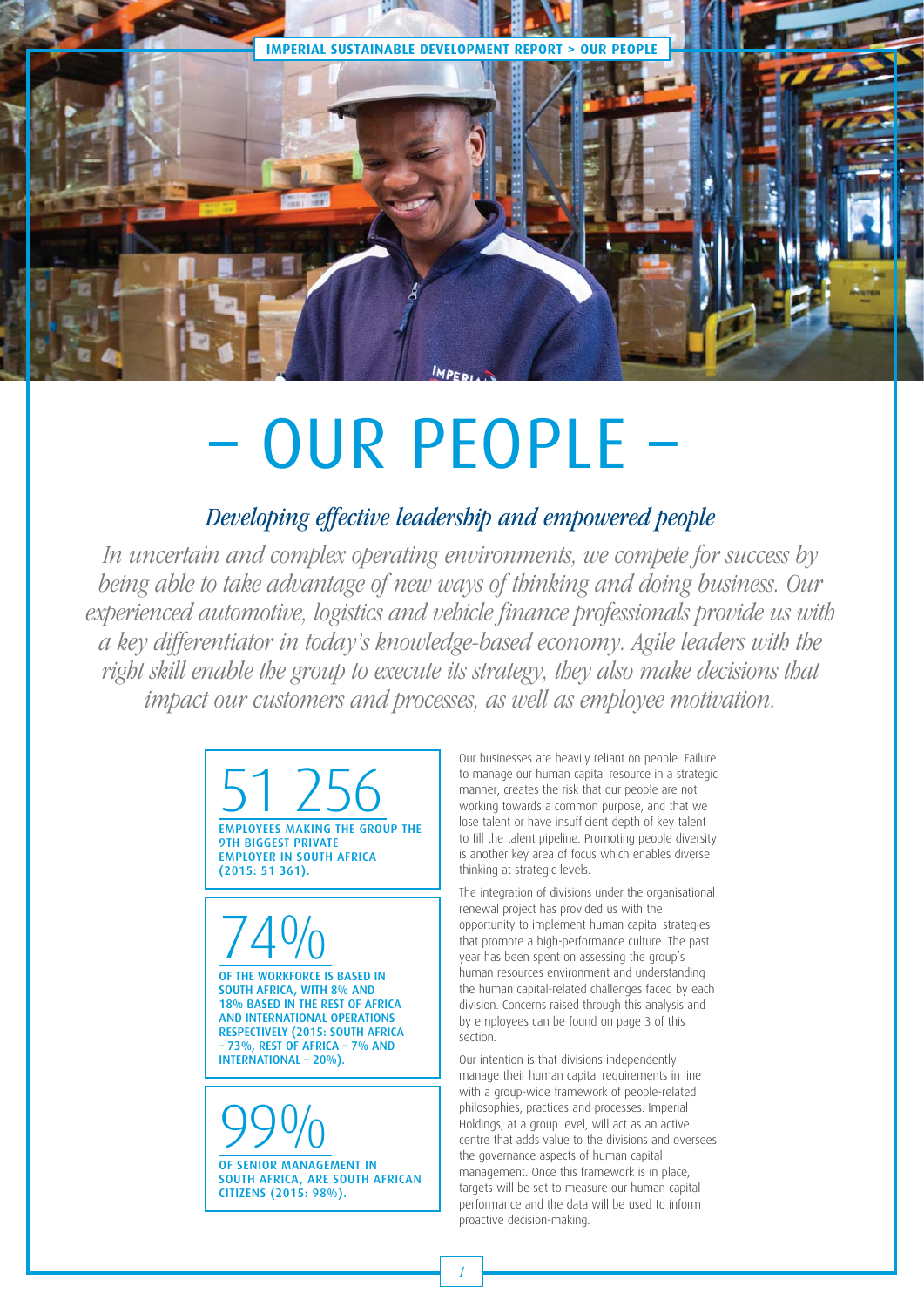# – OUR PEOPLE –

## *Developing effective leadership and empowered people*

*In uncertain and complex operating environments, we compete for success by being able to take advantage of new ways of thinking and doing business. Our experienced automotive, logistics and vehicle finance professionals provide us with a key differentiator in today's knowledge-based economy. Agile leaders with the right skill enable the group to execute its strategy, they also make decisions that impact our customers and processes, as well as employee motivation.*

**51 256**

EMPLOYEES MAKING THE GROUP THE 9TH BIGGEST PRIVATE EMPLOYER IN SOUTH AFRICA (2015: 51 361).

**74%**

OF THE WORKFORCE IS BASED IN SOUTH AFRICA, WITH 8% AND 18% BASED IN THE REST OF AFRICA AND INTERNATIONAL OPERATIONS RESPECTIVELY (2015: SOUTH AFRICA – 73%, REST OF AFRICA – 7% AND INTERNATIONAL – 20%).

**99%**

OF SENIOR MANAGEMENT IN SOUTH AFRICA, ARE SOUTH AFRICAN CITIZENS (2015: 98%).

Our businesses are heavily reliant on people. Failure to manage our human capital resource in a strategic manner, creates the risk that our people are not working towards a common purpose, and that we lose talent or have insufficient depth of key talent to fill the talent pipeline. Promoting people diversity is another key area of focus which enables diverse thinking at strategic levels.

The integration of divisions under the organisational renewal project has provided us with the opportunity to implement human capital strategies that promote a high-performance culture. The past year has been spent on assessing the group's human resources environment and understanding the human capital-related challenges faced by each division. Concerns raised through this analysis and by employees can be found on page 3 of this section.

Our intention is that divisions independently manage their human capital requirements in line with a group-wide framework of people-related philosophies, practices and processes. Imperial Holdings, at a group level, will act as an active centre that adds value to the divisions and oversees the governance aspects of human capital management. Once this framework is in place, targets will be set to measure our human capital performance and the data will be used to inform proactive decision-making.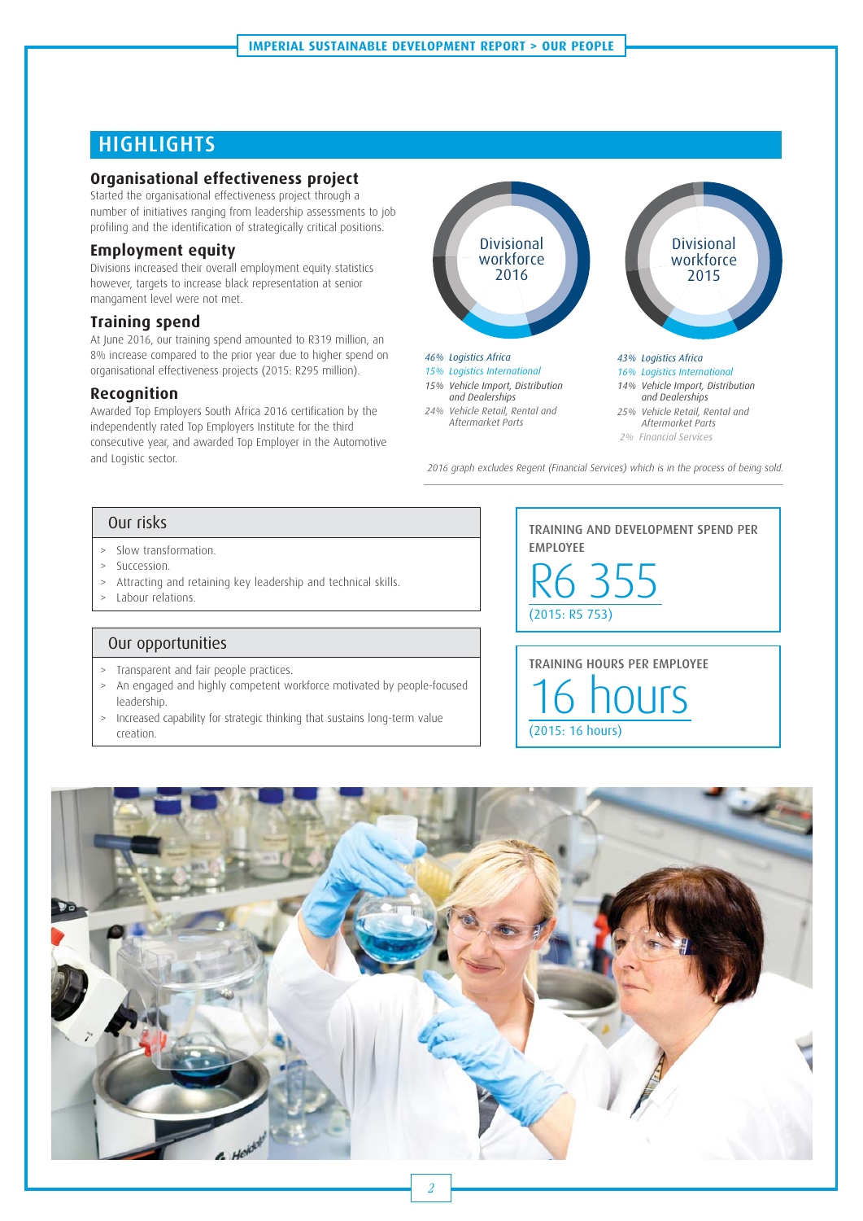## HIGHLIGHTS

### Organisational effectiveness project

Started the organisational effectiveness project through a number of initiatives ranging from leadership assessments to job profiling and the identification of strategically critical positions.

### Employment equity

Divisions increased their overall employment equity statistics however, targets to increase black representation at senior mangament level were not met.

### Training spend

At June 2016, our training spend amounted to R319 million, an 8% increase compared to the prior year due to higher spend on organisational effectiveness projects (2015: R295 million).

### Recognition

Awarded Top Employers South Africa 2016 certification by the independently rated Top Employers Institute for the third consecutive year, and awarded Top Employer in the Automotive and Logistic sector.

Divisional workforce 2016

46% Logistics Africa
15% Logistics International
15% Vehicle Import, Distribution and Dealerships
24% Vehicle Retail, Rental and Aftermarket Parts

Divisional workforce 2015

43% Logistics Africa
16% Logistics International
14% Vehicle Import, Distribution and Dealerships
25% Vehicle Retail, Rental and Aftermarket Parts
2% Financial Services

*2016 graph excludes Regent (Financial Services) which is in the process of being sold.*

### Our risks

- Slow transformation.
- Succession.
- Attracting and retaining key leadership and technical skills.
- Labour relations.

### Our opportunities

- Transparent and fair people practices.
- An engaged and highly competent workforce motivated by people-focused leadership.
- Increased capability for strategic thinking that sustains long-term value creation.

**TRAINING AND DEVELOPMENT SPEND PER EMPLOYEE**

R6 355
(2015: R5 753)

**TRAINING HOURS PER EMPLOYEE**

16 hours
(2015: 16 hours)